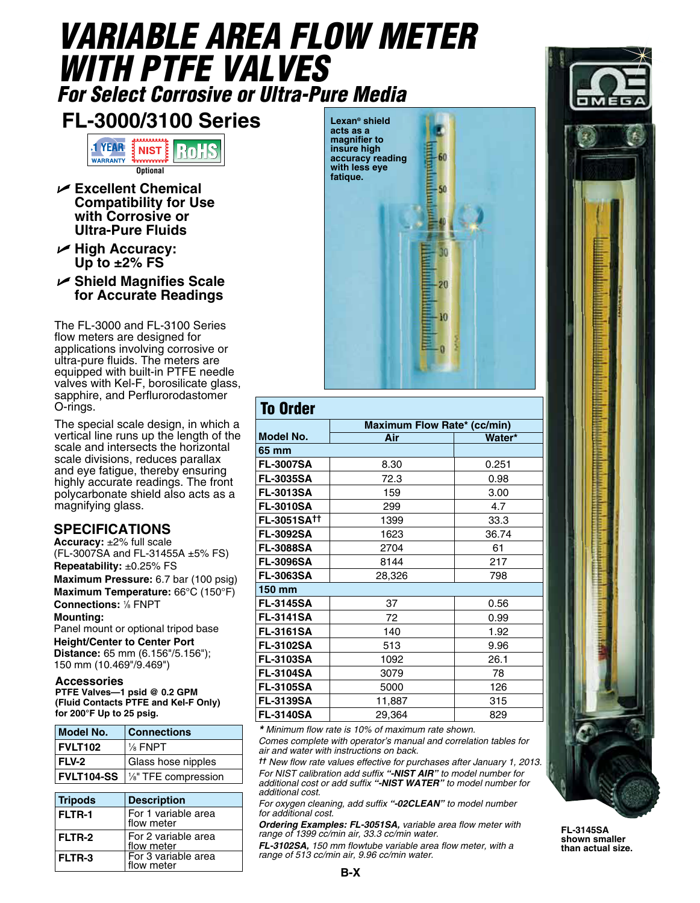# VARIABLE AREA FLOW METER WITH PTFE VALVES

## For Select Corrosive or Ultra-Pure Media

## FL-3000/3100 Series

1 YEAR WARRANTY | NIST | RoHS

Optional

- ✔ **Excellent Chemical Compatibility for Use with Corrosive or Ultra-Pure Fluids**
- ✔ **High Accuracy: Up to ±2% FS**
- ✔ **Shield Magnifies Scale for Accurate Readings**

The FL-3000 and FL-3100 Series flow meters are designed for applications involving corrosive or ultra-pure fluids. The meters are equipped with built-in PTFE needle valves with Kel-F, borosilicate glass, sapphire, and Perflurorodastomer O-rings.

The special scale design, in which a vertical line runs up the length of the scale and intersects the horizontal scale divisions, reduces parallax and eye fatigue, thereby ensuring highly accurate readings. The front polycarbonate shield also acts as a magnifying glass.

Lexan® shield acts as a magnifier to insure high accuracy reading with less eye fatique.

### SPECIFICATIONS

**Accuracy:** ±2% full scale (FL-3007SA and FL-31455A ±5% FS)
**Repeatability:** ±0.25% FS
**Maximum Pressure:** 6.7 bar (100 psig)
**Maximum Temperature:** 66°C (150°F)
**Connections:** ⅛ FNPT
**Mounting:** Panel mount or optional tripod base
**Height/Center to Center Port Distance:** 65 mm (6.156"/5.156"); 150 mm (10.469"/9.469")

### Accessories

**PTFE Valves—1 psid @ 0.2 GPM (Fluid Contacts PTFE and Kel-F Only) for 200°F Up to 25 psig.**

| Model No. | Connections |
|---|---|
| FVLT102 | ⅛ FNPT |
| FLV-2 | Glass hose nipples |
| FVLT104-SS | ⅛" TFE compression |

| Tripods | Description |
|---|---|
| FLTR-1 | For 1 variable area flow meter |
| FLTR-2 | For 2 variable area flow meter |
| FLTR-3 | For 3 variable area flow meter |

## To Order

| Model No. | Maximum Flow Rate* (cc/min) | |
|---|---|---|
| | Air | Water* |
| **65 mm** | | |
| FL-3007SA | 8.30 | 0.251 |
| FL-3035SA | 72.3 | 0.98 |
| FL-3013SA | 159 | 3.00 |
| FL-3010SA | 299 | 4.7 |
| FL-3051SA†† | 1399 | 33.3 |
| FL-3092SA | 1623 | 36.74 |
| FL-3088SA | 2704 | 61 |
| FL-3096SA | 8144 | 217 |
| FL-3063SA | 28,326 | 798 |
| **150 mm** | | |
| FL-3145SA | 37 | 0.56 |
| FL-3141SA | 72 | 0.99 |
| FL-3161SA | 140 | 1.92 |
| FL-3102SA | 513 | 9.96 |
| FL-3103SA | 1092 | 26.1 |
| FL-3104SA | 3079 | 78 |
| FL-3105SA | 5000 | 126 |
| FL-3139SA | 11,887 | 315 |
| FL-3140SA | 29,364 | 829 |

*\* Minimum flow rate is 10% of maximum rate shown.*

*Comes complete with operator's manual and correlation tables for air and water with instructions on back.*

*†† New flow rate values effective for purchases after January 1, 2013.*

*For NIST calibration add suffix **"-NIST AIR"** to model number for additional cost or add suffix **"-NIST WATER"** to model number for additional cost.*

*For oxygen cleaning, add suffix **"-02CLEAN"** to model number for additional cost.*

***Ordering Examples: FL-3051SA,** variable area flow meter with range of 1399 cc/min air, 33.3 cc/min water.*

***FL-3102SA,** 150 mm flowtube variable area flow meter, with a range of 513 cc/min air, 9.96 cc/min water.*

**FL-3145SA shown smaller than actual size.**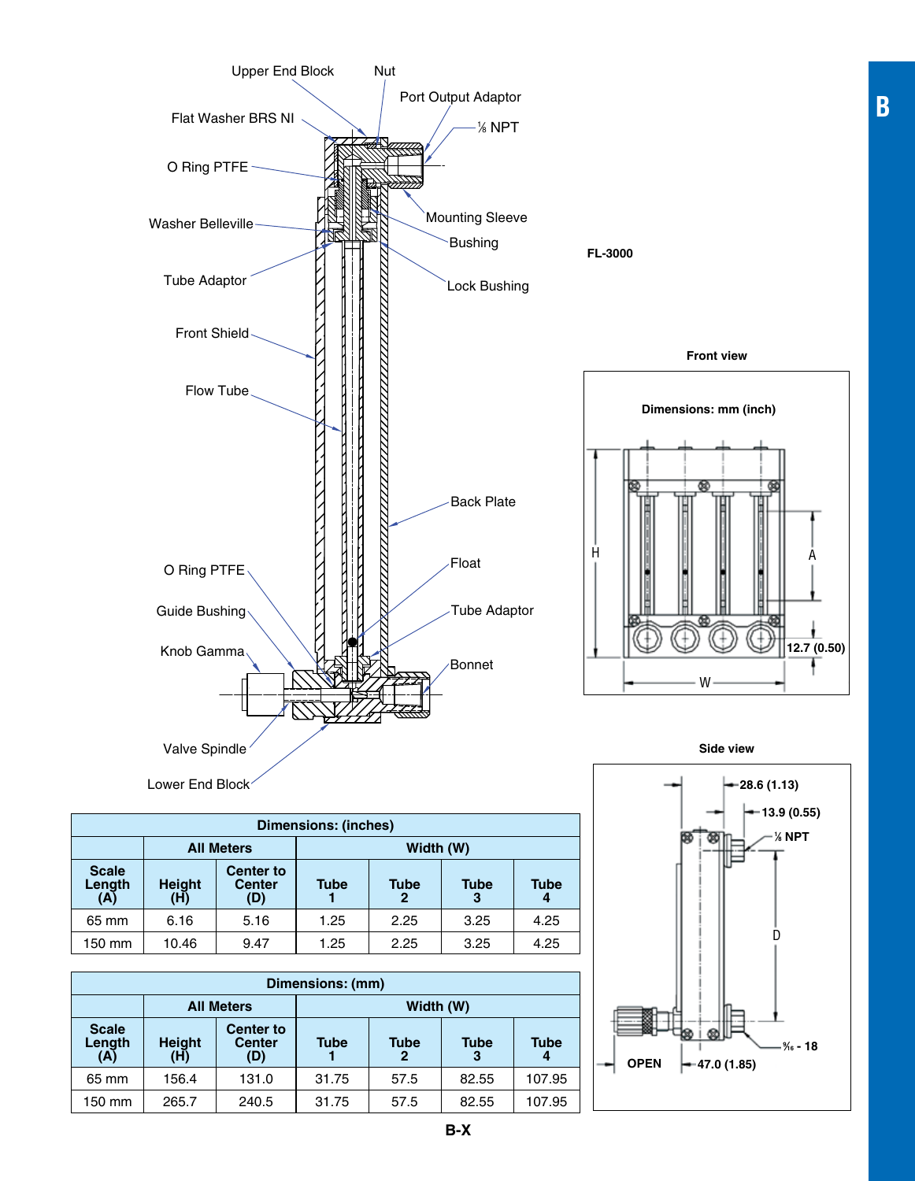Upper End Block

Nut

Port Output Adaptor

⅛ NPT

Flat Washer BRS NI

O Ring PTFE

Washer Belleville

Mounting Sleeve

Bushing

Tube Adaptor

Lock Bushing

Front Shield

Flow Tube

Back Plate

O Ring PTFE

Float

Guide Bushing

Tube Adaptor

Knob Gamma

Bonnet

Valve Spindle

Lower End Block

**FL-3000**

**Front view**

**Dimensions: mm (inch)**

H

A

12.7 (0.50)

W

**Side view**

28.6 (1.13)

13.9 (0.55)

⅛ NPT

D

⁹⁄₁₆ - 18

OPEN

47.0 (1.85)

| Dimensions: (inches) | | | | | | |
|---|---|---|---|---|---|---|
| | All Meters | | Width (W) | | | |
| Scale Length (A) | Height (H) | Center to Center (D) | Tube 1 | Tube 2 | Tube 3 | Tube 4 |
| 65 mm | 6.16 | 5.16 | 1.25 | 2.25 | 3.25 | 4.25 |
| 150 mm | 10.46 | 9.47 | 1.25 | 2.25 | 3.25 | 4.25 |

| Dimensions: (mm) | | | | | | |
|---|---|---|---|---|---|---|
| | All Meters | | Width (W) | | | |
| Scale Length (A) | Height (H) | Center to Center (D) | Tube 1 | Tube 2 | Tube 3 | Tube 4 |
| 65 mm | 156.4 | 131.0 | 31.75 | 57.5 | 82.55 | 107.95 |
| 150 mm | 265.7 | 240.5 | 31.75 | 57.5 | 82.55 | 107.95 |